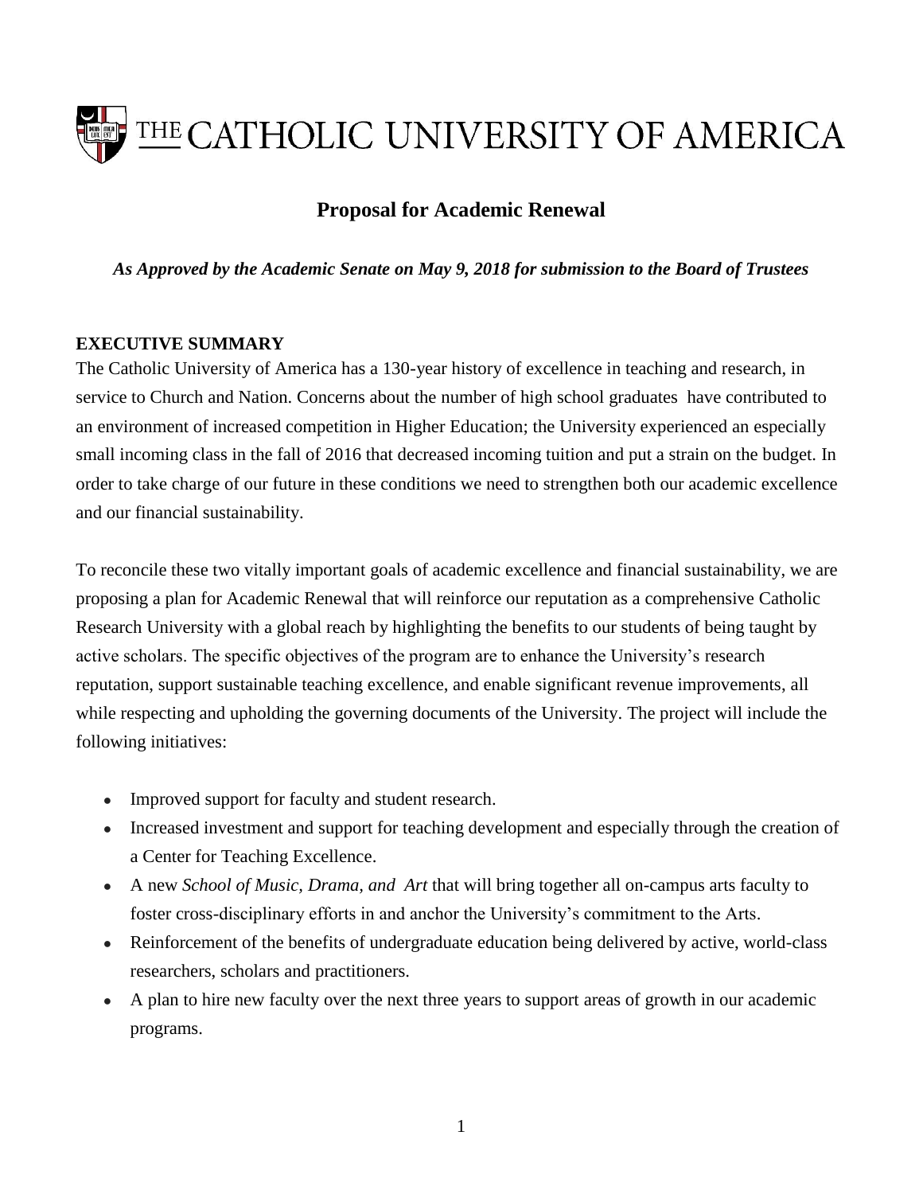THE CATHOLIC UNIVERSITY OF AMERICA

# Proposal for Academic Renewal

*As Approved by the Academic Senate on May 9, 2018 for submission to the Board of Trustees*

## EXECUTIVE SUMMARY

The Catholic University of America has a 130-year history of excellence in teaching and research, in service to Church and Nation. Concerns about the number of high school graduates have contributed to an environment of increased competition in Higher Education; the University experienced an especially small incoming class in the fall of 2016 that decreased incoming tuition and put a strain on the budget. In order to take charge of our future in these conditions we need to strengthen both our academic excellence and our financial sustainability.

To reconcile these two vitally important goals of academic excellence and financial sustainability, we are proposing a plan for Academic Renewal that will reinforce our reputation as a comprehensive Catholic Research University with a global reach by highlighting the benefits to our students of being taught by active scholars. The specific objectives of the program are to enhance the University's research reputation, support sustainable teaching excellence, and enable significant revenue improvements, all while respecting and upholding the governing documents of the University. The project will include the following initiatives:

- Improved support for faculty and student research.
- Increased investment and support for teaching development and especially through the creation of a Center for Teaching Excellence.
- A new *School of Music, Drama, and Art* that will bring together all on-campus arts faculty to foster cross-disciplinary efforts in and anchor the University's commitment to the Arts.
- Reinforcement of the benefits of undergraduate education being delivered by active, world-class researchers, scholars and practitioners.
- A plan to hire new faculty over the next three years to support areas of growth in our academic programs.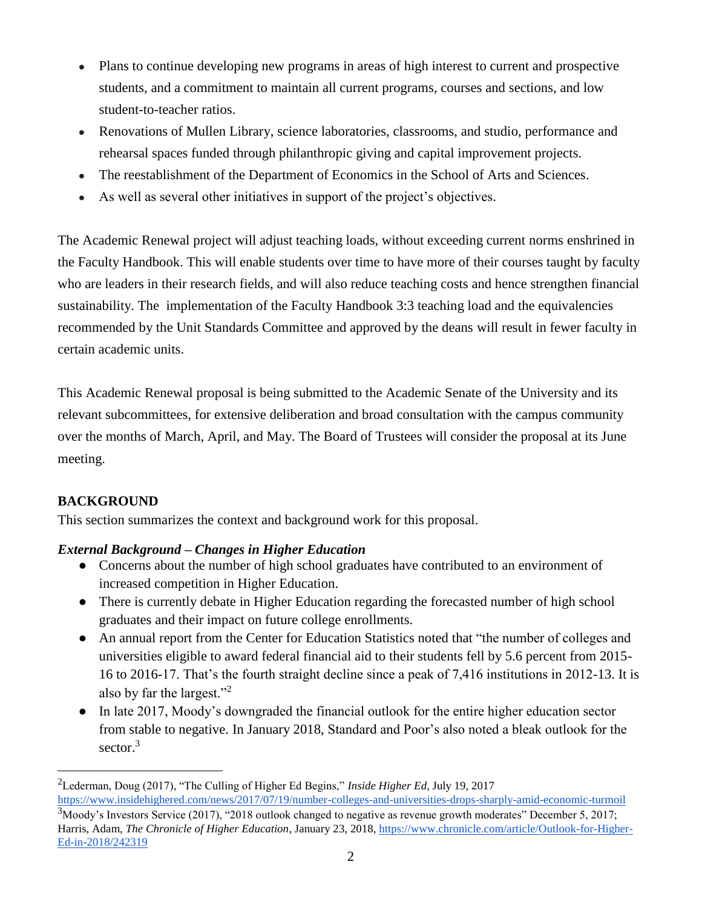- Plans to continue developing new programs in areas of high interest to current and prospective students, and a commitment to maintain all current programs, courses and sections, and low student-to-teacher ratios.
- Renovations of Mullen Library, science laboratories, classrooms, and studio, performance and rehearsal spaces funded through philanthropic giving and capital improvement projects.
- The reestablishment of the Department of Economics in the School of Arts and Sciences.
- As well as several other initiatives in support of the project's objectives.

The Academic Renewal project will adjust teaching loads, without exceeding current norms enshrined in the Faculty Handbook. This will enable students over time to have more of their courses taught by faculty who are leaders in their research fields, and will also reduce teaching costs and hence strengthen financial sustainability. The implementation of the Faculty Handbook 3:3 teaching load and the equivalencies recommended by the Unit Standards Committee and approved by the deans will result in fewer faculty in certain academic units.

This Academic Renewal proposal is being submitted to the Academic Senate of the University and its relevant subcommittees, for extensive deliberation and broad consultation with the campus community over the months of March, April, and May. The Board of Trustees will consider the proposal at its June meeting.

## BACKGROUND

This section summarizes the context and background work for this proposal.

### *External Background – Changes in Higher Education*

- Concerns about the number of high school graduates have contributed to an environment of increased competition in Higher Education.
- There is currently debate in Higher Education regarding the forecasted number of high school graduates and their impact on future college enrollments.
- An annual report from the Center for Education Statistics noted that "the number of colleges and universities eligible to award federal financial aid to their students fell by 5.6 percent from 2015-16 to 2016-17. That's the fourth straight decline since a peak of 7,416 institutions in 2012-13. It is also by far the largest."[2]
- In late 2017, Moody's downgraded the financial outlook for the entire higher education sector from stable to negative. In January 2018, Standard and Poor's also noted a bleak outlook for the sector.[3]

---

[2] Lederman, Doug (2017), "The Culling of Higher Ed Begins," *Inside Higher Ed*, July 19, 2017 https://www.insidehighered.com/news/2017/07/19/number-colleges-and-universities-drops-sharply-amid-economic-turmoil

[3] Moody's Investors Service (2017), "2018 outlook changed to negative as revenue growth moderates" December 5, 2017; Harris, Adam, *The Chronicle of Higher Education*, January 23, 2018, https://www.chronicle.com/article/Outlook-for-Higher-Ed-in-2018/242319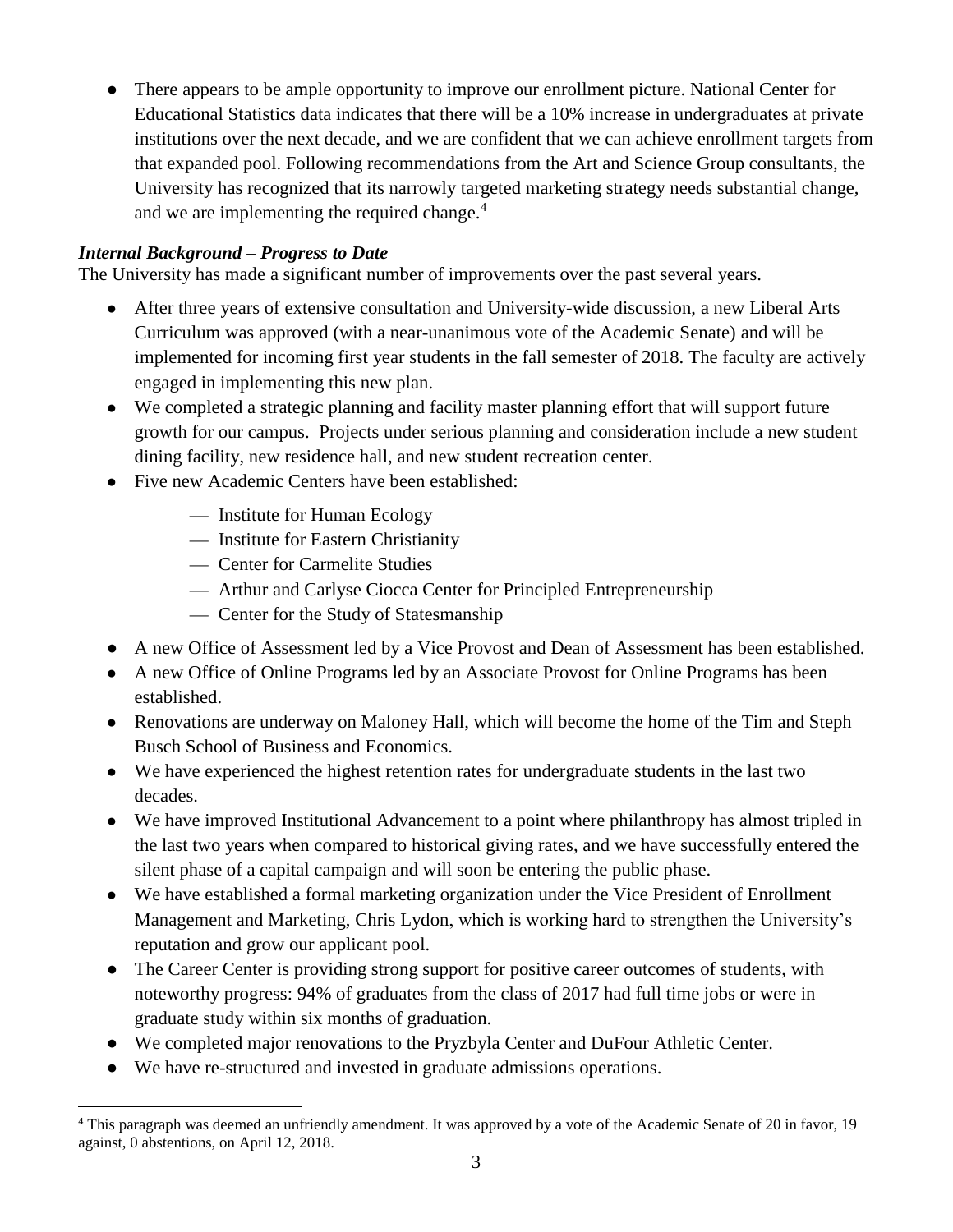- There appears to be ample opportunity to improve our enrollment picture. National Center for Educational Statistics data indicates that there will be a 10% increase in undergraduates at private institutions over the next decade, and we are confident that we can achieve enrollment targets from that expanded pool. Following recommendations from the Art and Science Group consultants, the University has recognized that its narrowly targeted marketing strategy needs substantial change, and we are implementing the required change.[4]

### *Internal Background – Progress to Date*

The University has made a significant number of improvements over the past several years.

- After three years of extensive consultation and University-wide discussion, a new Liberal Arts Curriculum was approved (with a near-unanimous vote of the Academic Senate) and will be implemented for incoming first year students in the fall semester of 2018. The faculty are actively engaged in implementing this new plan.
- We completed a strategic planning and facility master planning effort that will support future growth for our campus. Projects under serious planning and consideration include a new student dining facility, new residence hall, and new student recreation center.
- Five new Academic Centers have been established:
  - Institute for Human Ecology
  - Institute for Eastern Christianity
  - Center for Carmelite Studies
  - Arthur and Carlyse Ciocca Center for Principled Entrepreneurship
  - Center for the Study of Statesmanship
- A new Office of Assessment led by a Vice Provost and Dean of Assessment has been established.
- A new Office of Online Programs led by an Associate Provost for Online Programs has been established.
- Renovations are underway on Maloney Hall, which will become the home of the Tim and Steph Busch School of Business and Economics.
- We have experienced the highest retention rates for undergraduate students in the last two decades.
- We have improved Institutional Advancement to a point where philanthropy has almost tripled in the last two years when compared to historical giving rates, and we have successfully entered the silent phase of a capital campaign and will soon be entering the public phase.
- We have established a formal marketing organization under the Vice President of Enrollment Management and Marketing, Chris Lydon, which is working hard to strengthen the University's reputation and grow our applicant pool.
- The Career Center is providing strong support for positive career outcomes of students, with noteworthy progress: 94% of graduates from the class of 2017 had full time jobs or were in graduate study within six months of graduation.
- We completed major renovations to the Pryzbyla Center and DuFour Athletic Center.
- We have re-structured and invested in graduate admissions operations.

---

[4] This paragraph was deemed an unfriendly amendment. It was approved by a vote of the Academic Senate of 20 in favor, 19 against, 0 abstentions, on April 12, 2018.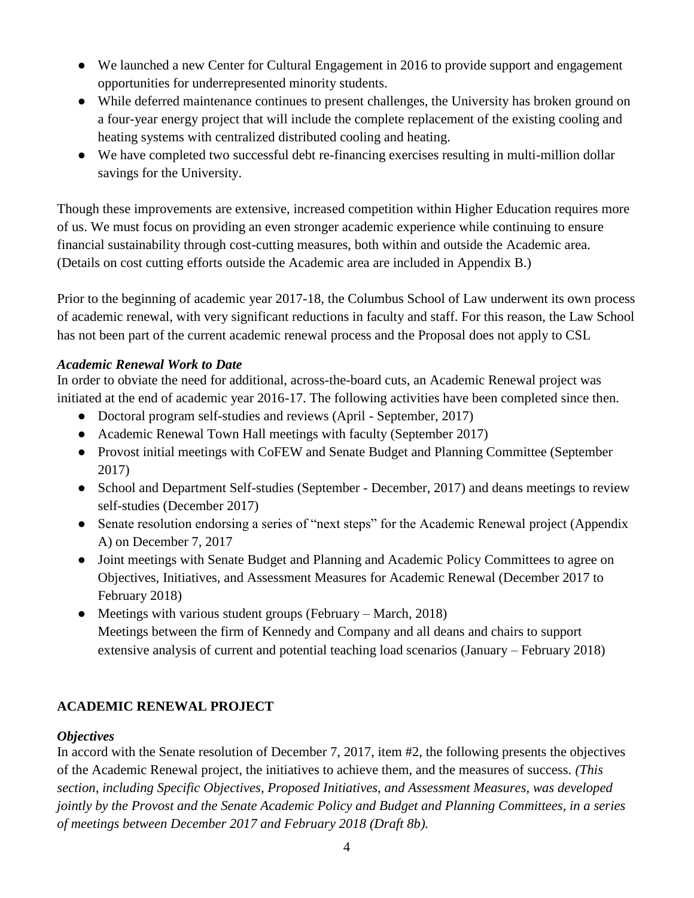- We launched a new Center for Cultural Engagement in 2016 to provide support and engagement opportunities for underrepresented minority students.
- While deferred maintenance continues to present challenges, the University has broken ground on a four-year energy project that will include the complete replacement of the existing cooling and heating systems with centralized distributed cooling and heating.
- We have completed two successful debt re-financing exercises resulting in multi-million dollar savings for the University.

Though these improvements are extensive, increased competition within Higher Education requires more of us. We must focus on providing an even stronger academic experience while continuing to ensure financial sustainability through cost-cutting measures, both within and outside the Academic area. (Details on cost cutting efforts outside the Academic area are included in Appendix B.)

Prior to the beginning of academic year 2017-18, the Columbus School of Law underwent its own process of academic renewal, with very significant reductions in faculty and staff. For this reason, the Law School has not been part of the current academic renewal process and the Proposal does not apply to CSL

***Academic Renewal Work to Date***

In order to obviate the need for additional, across-the-board cuts, an Academic Renewal project was initiated at the end of academic year 2016-17. The following activities have been completed since then.

- Doctoral program self-studies and reviews (April - September, 2017)
- Academic Renewal Town Hall meetings with faculty (September 2017)
- Provost initial meetings with CoFEW and Senate Budget and Planning Committee (September 2017)
- School and Department Self-studies (September - December, 2017) and deans meetings to review self-studies (December 2017)
- Senate resolution endorsing a series of "next steps" for the Academic Renewal project (Appendix A) on December 7, 2017
- Joint meetings with Senate Budget and Planning and Academic Policy Committees to agree on Objectives, Initiatives, and Assessment Measures for Academic Renewal (December 2017 to February 2018)
- Meetings with various student groups (February – March, 2018)
  Meetings between the firm of Kennedy and Company and all deans and chairs to support extensive analysis of current and potential teaching load scenarios (January – February 2018)

## ACADEMIC RENEWAL PROJECT

***Objectives***

In accord with the Senate resolution of December 7, 2017, item #2, the following presents the objectives of the Academic Renewal project, the initiatives to achieve them, and the measures of success. *(This section, including Specific Objectives, Proposed Initiatives, and Assessment Measures, was developed jointly by the Provost and the Senate Academic Policy and Budget and Planning Committees, in a series of meetings between December 2017 and February 2018 (Draft 8b).*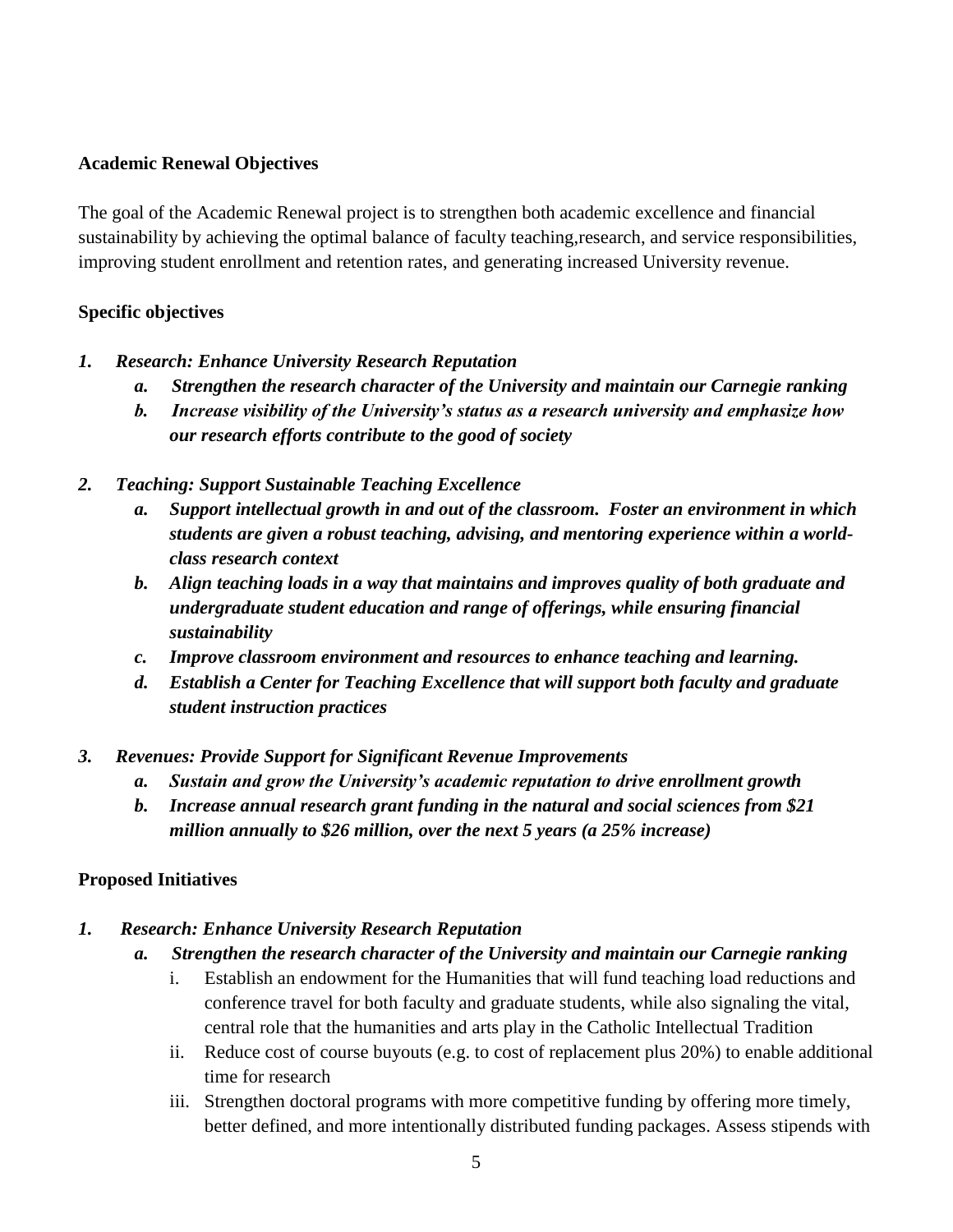**Academic Renewal Objectives**

The goal of the Academic Renewal project is to strengthen both academic excellence and financial sustainability by achieving the optimal balance of faculty teaching,research, and service responsibilities, improving student enrollment and retention rates, and generating increased University revenue.

**Specific objectives**

1. ***Research: Enhance University Research Reputation***
    a. ***Strengthen the research character of the University and maintain our Carnegie ranking***
    b. ***Increase visibility of the University's status as a research university and emphasize how our research efforts contribute to the good of society***

2. ***Teaching: Support Sustainable Teaching Excellence***
    a. ***Support intellectual growth in and out of the classroom. Foster an environment in which students are given a robust teaching, advising, and mentoring experience within a world-class research context***
    b. ***Align teaching loads in a way that maintains and improves quality of both graduate and undergraduate student education and range of offerings, while ensuring financial sustainability***
    c. ***Improve classroom environment and resources to enhance teaching and learning.***
    d. ***Establish a Center for Teaching Excellence that will support both faculty and graduate student instruction practices***

3. ***Revenues: Provide Support for Significant Revenue Improvements***
    a. ***Sustain and grow the University's academic reputation to drive enrollment growth***
    b. ***Increase annual research grant funding in the natural and social sciences from $21 million annually to $26 million, over the next 5 years (a 25% increase)***

**Proposed Initiatives**

1. ***Research: Enhance University Research Reputation***
    a. ***Strengthen the research character of the University and maintain our Carnegie ranking***
        i. Establish an endowment for the Humanities that will fund teaching load reductions and conference travel for both faculty and graduate students, while also signaling the vital, central role that the humanities and arts play in the Catholic Intellectual Tradition
        ii. Reduce cost of course buyouts (e.g. to cost of replacement plus 20%) to enable additional time for research
        iii. Strengthen doctoral programs with more competitive funding by offering more timely, better defined, and more intentionally distributed funding packages. Assess stipends with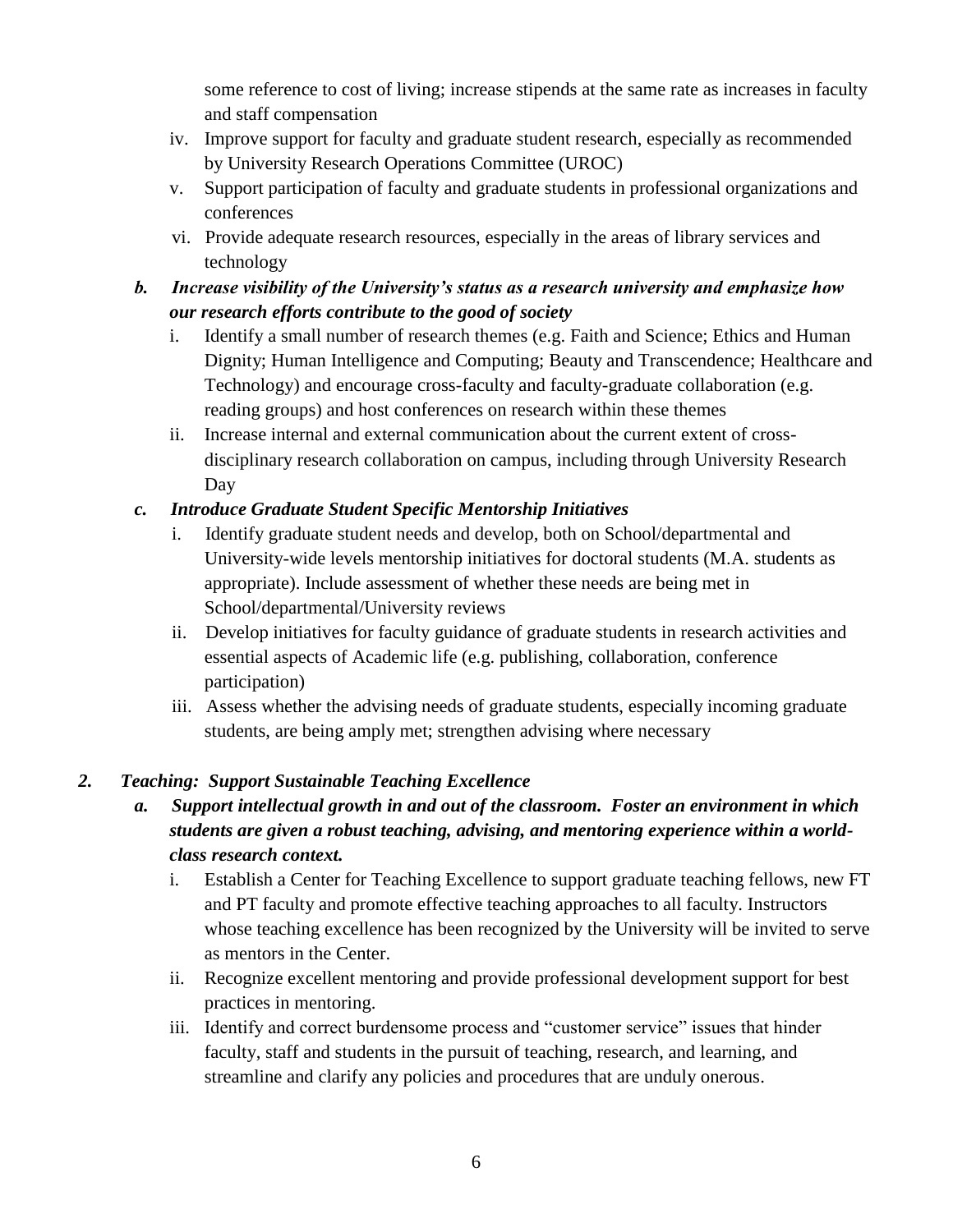some reference to cost of living; increase stipends at the same rate as increases in faculty and staff compensation

iv. Improve support for faculty and graduate student research, especially as recommended by University Research Operations Committee (UROC)

v. Support participation of faculty and graduate students in professional organizations and conferences

vi. Provide adequate research resources, especially in the areas of library services and technology

***b. Increase visibility of the University's status as a research university and emphasize how our research efforts contribute to the good of society***

i. Identify a small number of research themes (e.g. Faith and Science; Ethics and Human Dignity; Human Intelligence and Computing; Beauty and Transcendence; Healthcare and Technology) and encourage cross-faculty and faculty-graduate collaboration (e.g. reading groups) and host conferences on research within these themes

ii. Increase internal and external communication about the current extent of cross-disciplinary research collaboration on campus, including through University Research Day

***c. Introduce Graduate Student Specific Mentorship Initiatives***

i. Identify graduate student needs and develop, both on School/departmental and University-wide levels mentorship initiatives for doctoral students (M.A. students as appropriate). Include assessment of whether these needs are being met in School/departmental/University reviews

ii. Develop initiatives for faculty guidance of graduate students in research activities and essential aspects of Academic life (e.g. publishing, collaboration, conference participation)

iii. Assess whether the advising needs of graduate students, especially incoming graduate students, are being amply met; strengthen advising where necessary

***2. Teaching: Support Sustainable Teaching Excellence***

***a. Support intellectual growth in and out of the classroom. Foster an environment in which students are given a robust teaching, advising, and mentoring experience within a world-class research context.***

i. Establish a Center for Teaching Excellence to support graduate teaching fellows, new FT and PT faculty and promote effective teaching approaches to all faculty. Instructors whose teaching excellence has been recognized by the University will be invited to serve as mentors in the Center.

ii. Recognize excellent mentoring and provide professional development support for best practices in mentoring.

iii. Identify and correct burdensome process and "customer service" issues that hinder faculty, staff and students in the pursuit of teaching, research, and learning, and streamline and clarify any policies and procedures that are unduly onerous.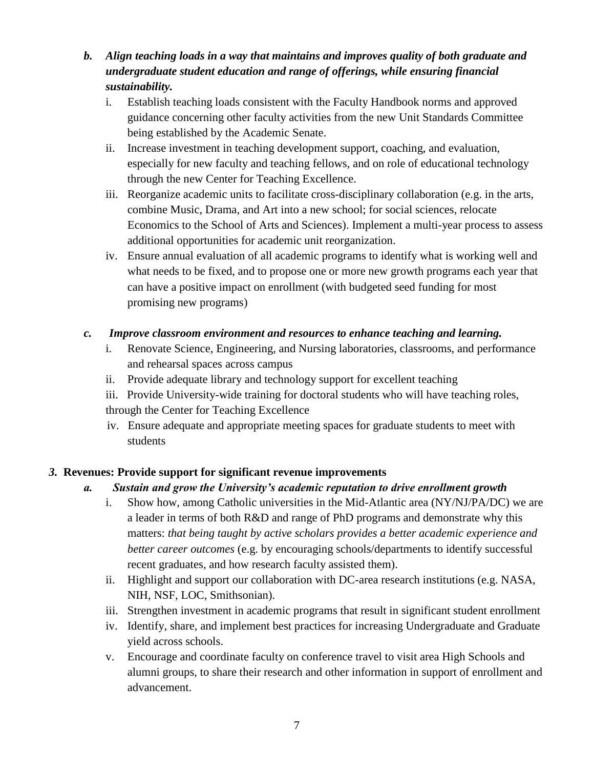***b. Align teaching loads in a way that maintains and improves quality of both graduate and undergraduate student education and range of offerings, while ensuring financial sustainability.***

i. Establish teaching loads consistent with the Faculty Handbook norms and approved guidance concerning other faculty activities from the new Unit Standards Committee being established by the Academic Senate.

ii. Increase investment in teaching development support, coaching, and evaluation, especially for new faculty and teaching fellows, and on role of educational technology through the new Center for Teaching Excellence.

iii. Reorganize academic units to facilitate cross-disciplinary collaboration (e.g. in the arts, combine Music, Drama, and Art into a new school; for social sciences, relocate Economics to the School of Arts and Sciences). Implement a multi-year process to assess additional opportunities for academic unit reorganization.

iv. Ensure annual evaluation of all academic programs to identify what is working well and what needs to be fixed, and to propose one or more new growth programs each year that can have a positive impact on enrollment (with budgeted seed funding for most promising new programs)

***c. Improve classroom environment and resources to enhance teaching and learning.***

i. Renovate Science, Engineering, and Nursing laboratories, classrooms, and performance and rehearsal spaces across campus

ii. Provide adequate library and technology support for excellent teaching

iii. Provide University-wide training for doctoral students who will have teaching roles, through the Center for Teaching Excellence

iv. Ensure adequate and appropriate meeting spaces for graduate students to meet with students

***3.* Revenues: Provide support for significant revenue improvements**

***a. Sustain and grow the University's academic reputation to drive enrollment growth***

i. Show how, among Catholic universities in the Mid-Atlantic area (NY/NJ/PA/DC) we are a leader in terms of both R&D and range of PhD programs and demonstrate why this matters: *that being taught by active scholars provides a better academic experience and better career outcomes* (e.g. by encouraging schools/departments to identify successful recent graduates, and how research faculty assisted them).

ii. Highlight and support our collaboration with DC-area research institutions (e.g. NASA, NIH, NSF, LOC, Smithsonian).

iii. Strengthen investment in academic programs that result in significant student enrollment

iv. Identify, share, and implement best practices for increasing Undergraduate and Graduate yield across schools.

v. Encourage and coordinate faculty on conference travel to visit area High Schools and alumni groups, to share their research and other information in support of enrollment and advancement.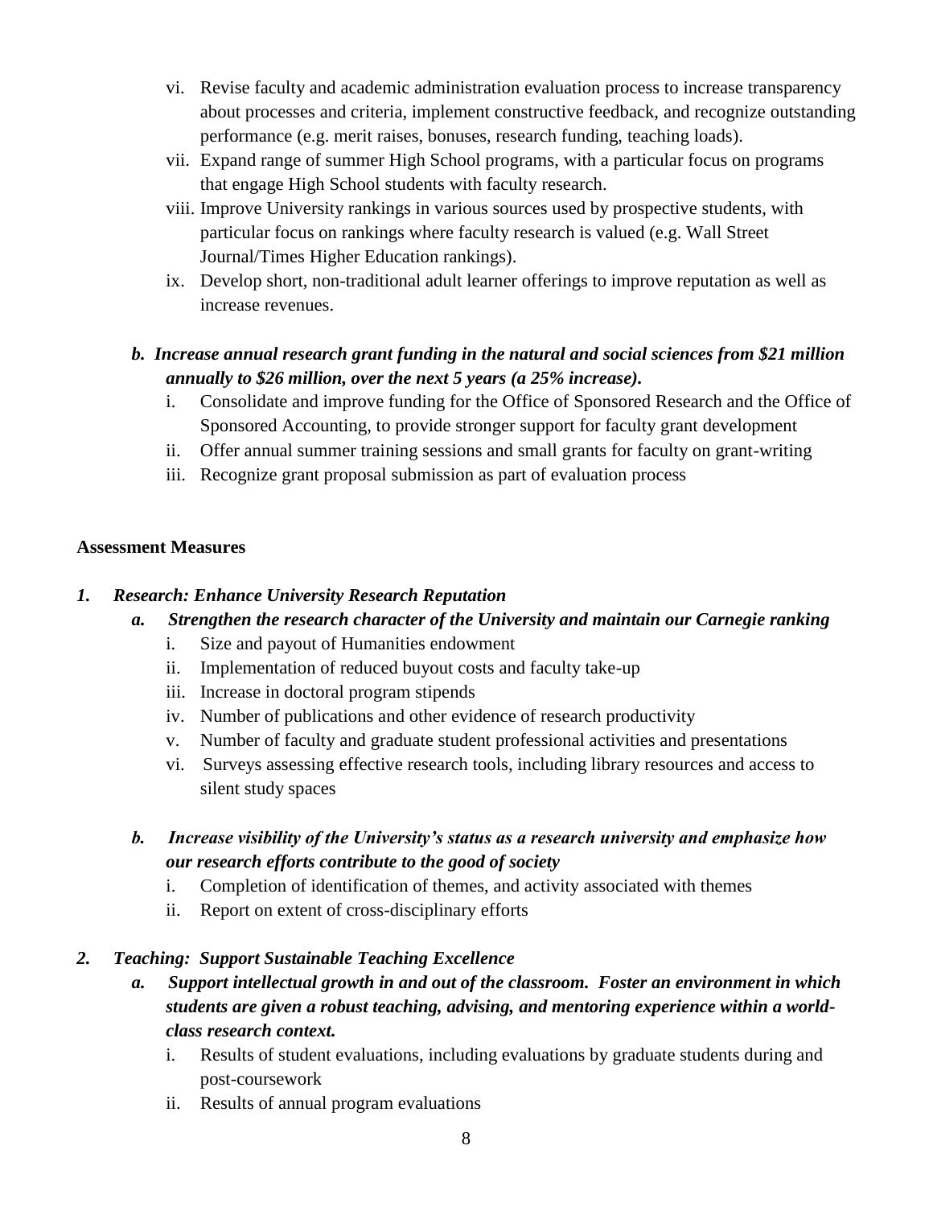vi. Revise faculty and academic administration evaluation process to increase transparency about processes and criteria, implement constructive feedback, and recognize outstanding performance (e.g. merit raises, bonuses, research funding, teaching loads).

vii. Expand range of summer High School programs, with a particular focus on programs that engage High School students with faculty research.

viii. Improve University rankings in various sources used by prospective students, with particular focus on rankings where faculty research is valued (e.g. Wall Street Journal/Times Higher Education rankings).

ix. Develop short, non-traditional adult learner offerings to improve reputation as well as increase revenues.

***b. Increase annual research grant funding in the natural and social sciences from $21 million annually to $26 million, over the next 5 years (a 25% increase).***

i. Consolidate and improve funding for the Office of Sponsored Research and the Office of Sponsored Accounting, to provide stronger support for faculty grant development

ii. Offer annual summer training sessions and small grants for faculty on grant-writing

iii. Recognize grant proposal submission as part of evaluation process

**Assessment Measures**

***1. Research: Enhance University Research Reputation***

***a. Strengthen the research character of the University and maintain our Carnegie ranking***

i. Size and payout of Humanities endowment

ii. Implementation of reduced buyout costs and faculty take-up

iii. Increase in doctoral program stipends

iv. Number of publications and other evidence of research productivity

v. Number of faculty and graduate student professional activities and presentations

vi. Surveys assessing effective research tools, including library resources and access to silent study spaces

***b. Increase visibility of the University's status as a research university and emphasize how our research efforts contribute to the good of society***

i. Completion of identification of themes, and activity associated with themes

ii. Report on extent of cross-disciplinary efforts

***2. Teaching: Support Sustainable Teaching Excellence***

***a. Support intellectual growth in and out of the classroom. Foster an environment in which students are given a robust teaching, advising, and mentoring experience within a world-class research context.***

i. Results of student evaluations, including evaluations by graduate students during and post-coursework

ii. Results of annual program evaluations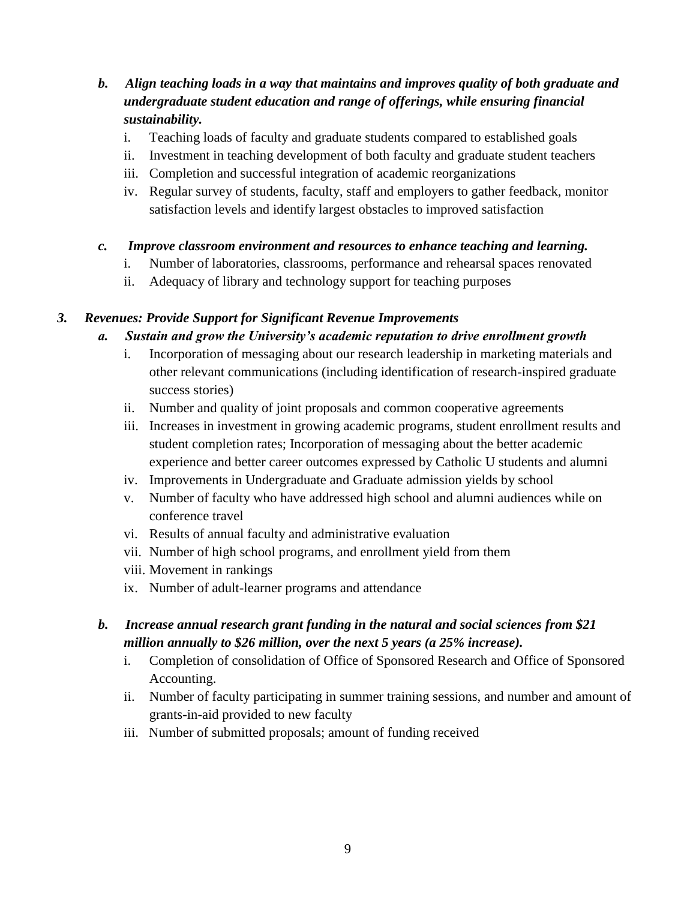*b. Align teaching loads in a way that maintains and improves quality of both graduate and undergraduate student education and range of offerings, while ensuring financial sustainability.*

  i. Teaching loads of faculty and graduate students compared to established goals
  ii. Investment in teaching development of both faculty and graduate student teachers
  iii. Completion and successful integration of academic reorganizations
  iv. Regular survey of students, faculty, staff and employers to gather feedback, monitor satisfaction levels and identify largest obstacles to improved satisfaction

*c. Improve classroom environment and resources to enhance teaching and learning.*

  i. Number of laboratories, classrooms, performance and rehearsal spaces renovated
  ii. Adequacy of library and technology support for teaching purposes

***3. Revenues: Provide Support for Significant Revenue Improvements***

*a. Sustain and grow the University's academic reputation to drive enrollment growth*

  i. Incorporation of messaging about our research leadership in marketing materials and other relevant communications (including identification of research-inspired graduate success stories)
  ii. Number and quality of joint proposals and common cooperative agreements
  iii. Increases in investment in growing academic programs, student enrollment results and student completion rates; Incorporation of messaging about the better academic experience and better career outcomes expressed by Catholic U students and alumni
  iv. Improvements in Undergraduate and Graduate admission yields by school
  v. Number of faculty who have addressed high school and alumni audiences while on conference travel
  vi. Results of annual faculty and administrative evaluation
  vii. Number of high school programs, and enrollment yield from them
  viii. Movement in rankings
  ix. Number of adult-learner programs and attendance

*b. Increase annual research grant funding in the natural and social sciences from $21 million annually to $26 million, over the next 5 years (a 25% increase).*

  i. Completion of consolidation of Office of Sponsored Research and Office of Sponsored Accounting.
  ii. Number of faculty participating in summer training sessions, and number and amount of grants-in-aid provided to new faculty
  iii. Number of submitted proposals; amount of funding received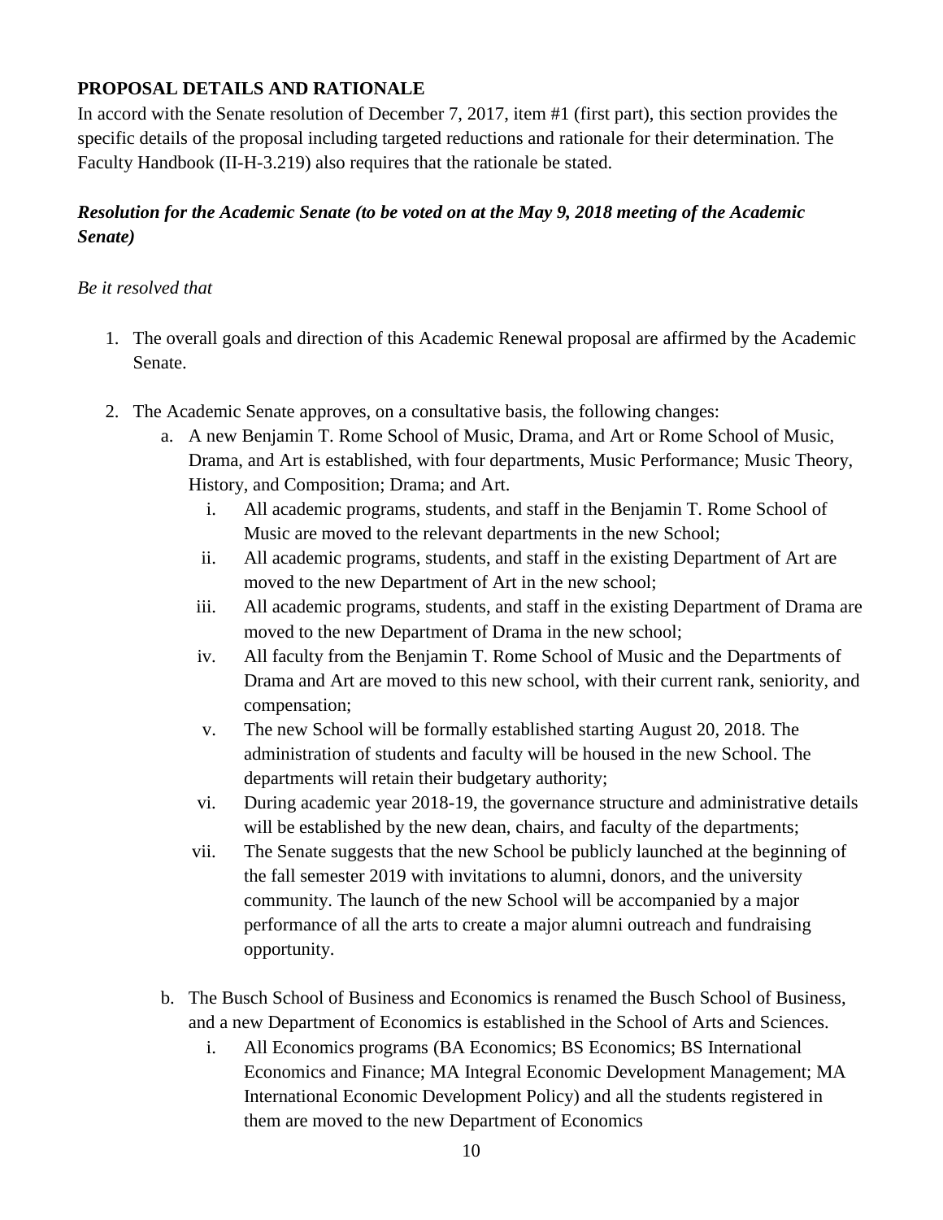**PROPOSAL DETAILS AND RATIONALE**

In accord with the Senate resolution of December 7, 2017, item #1 (first part), this section provides the specific details of the proposal including targeted reductions and rationale for their determination. The Faculty Handbook (II-H-3.219) also requires that the rationale be stated.

***Resolution for the Academic Senate (to be voted on at the May 9, 2018 meeting of the Academic Senate)***

*Be it resolved that*

1. The overall goals and direction of this Academic Renewal proposal are affirmed by the Academic Senate.

2. The Academic Senate approves, on a consultative basis, the following changes:
   a. A new Benjamin T. Rome School of Music, Drama, and Art or Rome School of Music, Drama, and Art is established, with four departments, Music Performance; Music Theory, History, and Composition; Drama; and Art.
      i. All academic programs, students, and staff in the Benjamin T. Rome School of Music are moved to the relevant departments in the new School;
      ii. All academic programs, students, and staff in the existing Department of Art are moved to the new Department of Art in the new school;
      iii. All academic programs, students, and staff in the existing Department of Drama are moved to the new Department of Drama in the new school;
      iv. All faculty from the Benjamin T. Rome School of Music and the Departments of Drama and Art are moved to this new school, with their current rank, seniority, and compensation;
      v. The new School will be formally established starting August 20, 2018. The administration of students and faculty will be housed in the new School. The departments will retain their budgetary authority;
      vi. During academic year 2018-19, the governance structure and administrative details will be established by the new dean, chairs, and faculty of the departments;
      vii. The Senate suggests that the new School be publicly launched at the beginning of the fall semester 2019 with invitations to alumni, donors, and the university community. The launch of the new School will be accompanied by a major performance of all the arts to create a major alumni outreach and fundraising opportunity.

   b. The Busch School of Business and Economics is renamed the Busch School of Business, and a new Department of Economics is established in the School of Arts and Sciences.
      i. All Economics programs (BA Economics; BS Economics; BS International Economics and Finance; MA Integral Economic Development Management; MA International Economic Development Policy) and all the students registered in them are moved to the new Department of Economics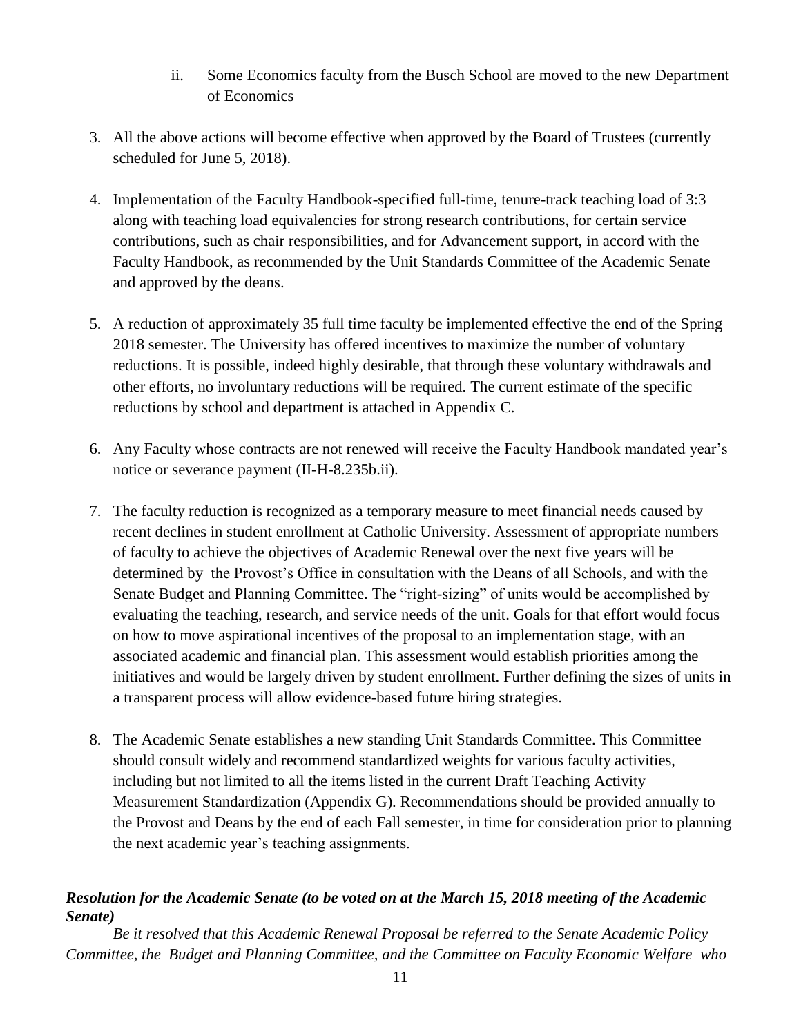ii. Some Economics faculty from the Busch School are moved to the new Department of Economics

3. All the above actions will become effective when approved by the Board of Trustees (currently scheduled for June 5, 2018).

4. Implementation of the Faculty Handbook-specified full-time, tenure-track teaching load of 3:3 along with teaching load equivalencies for strong research contributions, for certain service contributions, such as chair responsibilities, and for Advancement support, in accord with the Faculty Handbook, as recommended by the Unit Standards Committee of the Academic Senate and approved by the deans.

5. A reduction of approximately 35 full time faculty be implemented effective the end of the Spring 2018 semester. The University has offered incentives to maximize the number of voluntary reductions. It is possible, indeed highly desirable, that through these voluntary withdrawals and other efforts, no involuntary reductions will be required. The current estimate of the specific reductions by school and department is attached in Appendix C.

6. Any Faculty whose contracts are not renewed will receive the Faculty Handbook mandated year's notice or severance payment (II-H-8.235b.ii).

7. The faculty reduction is recognized as a temporary measure to meet financial needs caused by recent declines in student enrollment at Catholic University. Assessment of appropriate numbers of faculty to achieve the objectives of Academic Renewal over the next five years will be determined by the Provost's Office in consultation with the Deans of all Schools, and with the Senate Budget and Planning Committee. The "right-sizing" of units would be accomplished by evaluating the teaching, research, and service needs of the unit. Goals for that effort would focus on how to move aspirational incentives of the proposal to an implementation stage, with an associated academic and financial plan. This assessment would establish priorities among the initiatives and would be largely driven by student enrollment. Further defining the sizes of units in a transparent process will allow evidence-based future hiring strategies.

8. The Academic Senate establishes a new standing Unit Standards Committee. This Committee should consult widely and recommend standardized weights for various faculty activities, including but not limited to all the items listed in the current Draft Teaching Activity Measurement Standardization (Appendix G). Recommendations should be provided annually to the Provost and Deans by the end of each Fall semester, in time for consideration prior to planning the next academic year's teaching assignments.

***Resolution for the Academic Senate (to be voted on at the March 15, 2018 meeting of the Academic Senate)***

*Be it resolved that this Academic Renewal Proposal be referred to the Senate Academic Policy Committee, the Budget and Planning Committee, and the Committee on Faculty Economic Welfare who*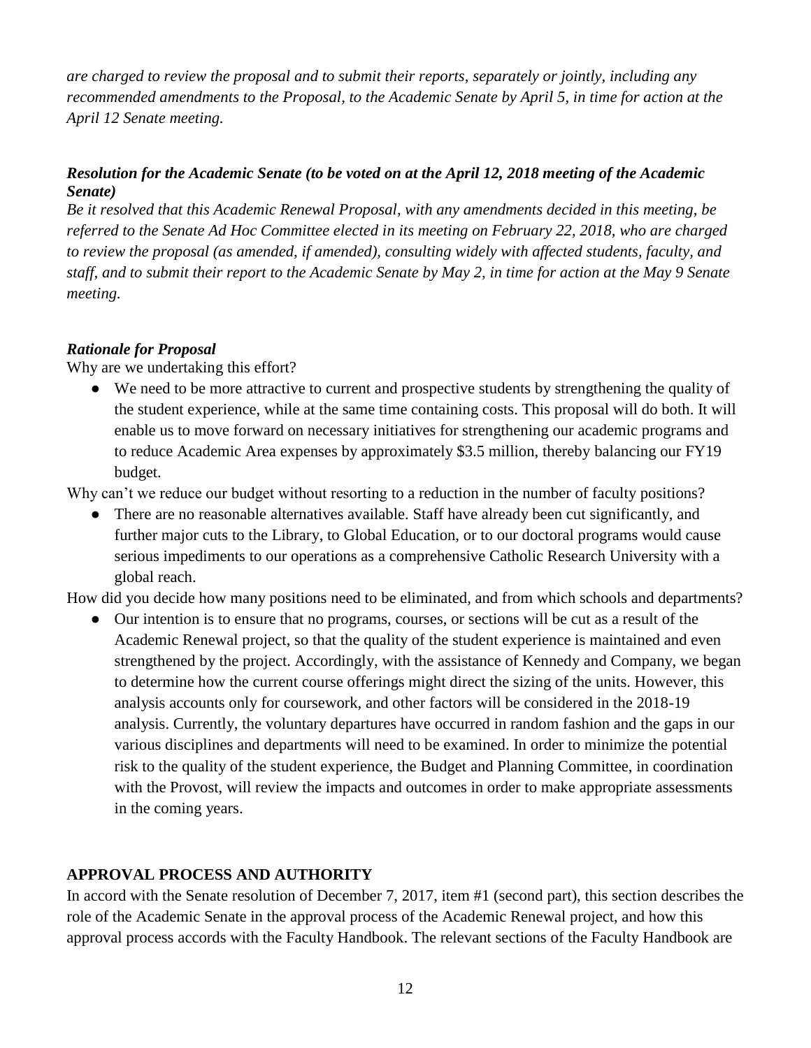*are charged to review the proposal and to submit their reports, separately or jointly, including any recommended amendments to the Proposal, to the Academic Senate by April 5, in time for action at the April 12 Senate meeting.*

***Resolution for the Academic Senate (to be voted on at the April 12, 2018 meeting of the Academic Senate)***

*Be it resolved that this Academic Renewal Proposal, with any amendments decided in this meeting, be referred to the Senate Ad Hoc Committee elected in its meeting on February 22, 2018, who are charged to review the proposal (as amended, if amended), consulting widely with affected students, faculty, and staff, and to submit their report to the Academic Senate by May 2, in time for action at the May 9 Senate meeting.*

***Rationale for Proposal***

Why are we undertaking this effort?

- We need to be more attractive to current and prospective students by strengthening the quality of the student experience, while at the same time containing costs. This proposal will do both. It will enable us to move forward on necessary initiatives for strengthening our academic programs and to reduce Academic Area expenses by approximately $3.5 million, thereby balancing our FY19 budget.

Why can't we reduce our budget without resorting to a reduction in the number of faculty positions?

- There are no reasonable alternatives available. Staff have already been cut significantly, and further major cuts to the Library, to Global Education, or to our doctoral programs would cause serious impediments to our operations as a comprehensive Catholic Research University with a global reach.

How did you decide how many positions need to be eliminated, and from which schools and departments?

- Our intention is to ensure that no programs, courses, or sections will be cut as a result of the Academic Renewal project, so that the quality of the student experience is maintained and even strengthened by the project. Accordingly, with the assistance of Kennedy and Company, we began to determine how the current course offerings might direct the sizing of the units. However, this analysis accounts only for coursework, and other factors will be considered in the 2018-19 analysis. Currently, the voluntary departures have occurred in random fashion and the gaps in our various disciplines and departments will need to be examined. In order to minimize the potential risk to the quality of the student experience, the Budget and Planning Committee, in coordination with the Provost, will review the impacts and outcomes in order to make appropriate assessments in the coming years.

## APPROVAL PROCESS AND AUTHORITY

In accord with the Senate resolution of December 7, 2017, item #1 (second part), this section describes the role of the Academic Senate in the approval process of the Academic Renewal project, and how this approval process accords with the Faculty Handbook. The relevant sections of the Faculty Handbook are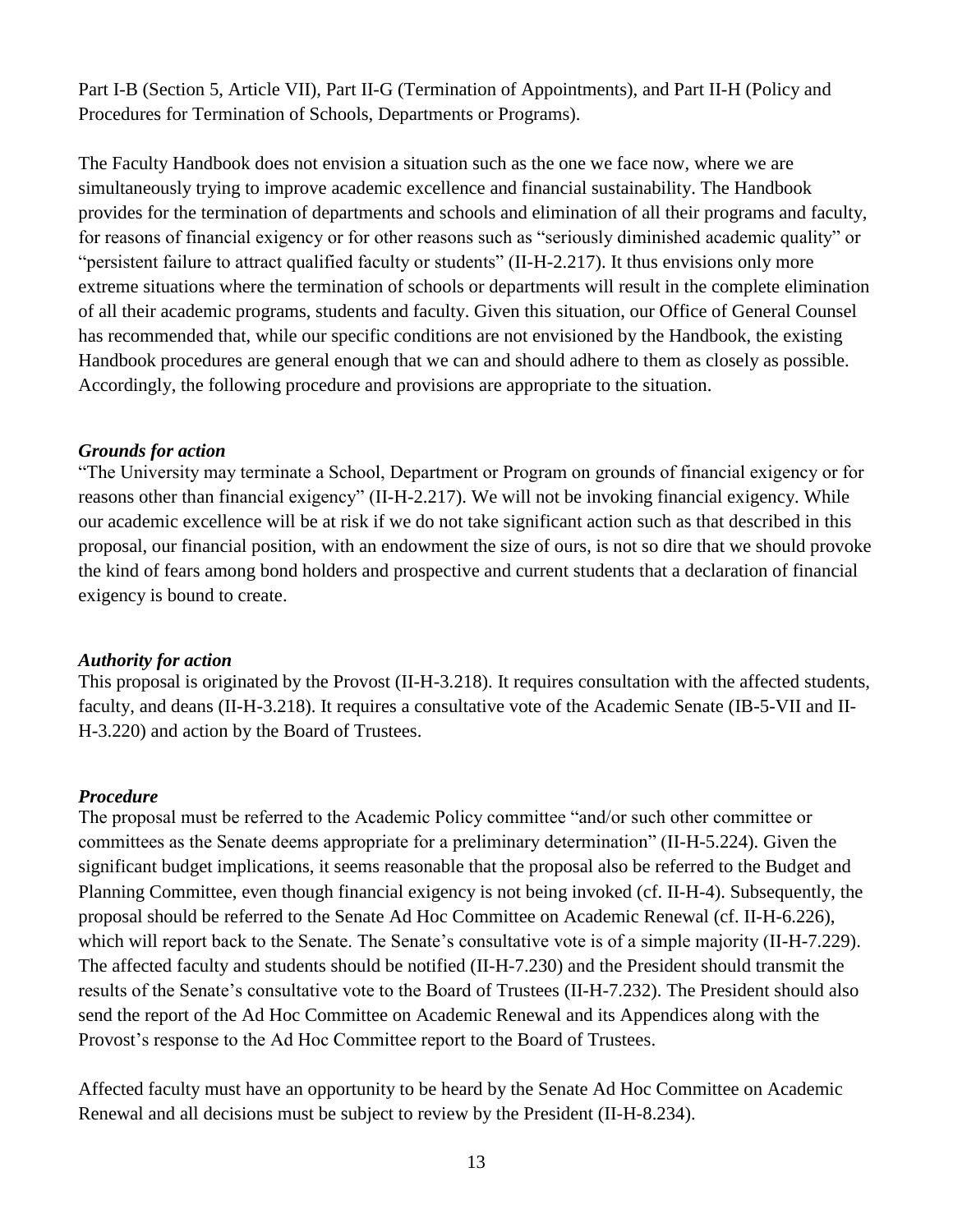Part I-B (Section 5, Article VII), Part II-G (Termination of Appointments), and Part II-H (Policy and Procedures for Termination of Schools, Departments or Programs).

The Faculty Handbook does not envision a situation such as the one we face now, where we are simultaneously trying to improve academic excellence and financial sustainability. The Handbook provides for the termination of departments and schools and elimination of all their programs and faculty, for reasons of financial exigency or for other reasons such as "seriously diminished academic quality" or "persistent failure to attract qualified faculty or students" (II-H-2.217). It thus envisions only more extreme situations where the termination of schools or departments will result in the complete elimination of all their academic programs, students and faculty. Given this situation, our Office of General Counsel has recommended that, while our specific conditions are not envisioned by the Handbook, the existing Handbook procedures are general enough that we can and should adhere to them as closely as possible. Accordingly, the following procedure and provisions are appropriate to the situation.

***Grounds for action***

"The University may terminate a School, Department or Program on grounds of financial exigency or for reasons other than financial exigency" (II-H-2.217). We will not be invoking financial exigency. While our academic excellence will be at risk if we do not take significant action such as that described in this proposal, our financial position, with an endowment the size of ours, is not so dire that we should provoke the kind of fears among bond holders and prospective and current students that a declaration of financial exigency is bound to create.

***Authority for action***

This proposal is originated by the Provost (II-H-3.218). It requires consultation with the affected students, faculty, and deans (II-H-3.218). It requires a consultative vote of the Academic Senate (IB-5-VII and II-H-3.220) and action by the Board of Trustees.

***Procedure***

The proposal must be referred to the Academic Policy committee "and/or such other committee or committees as the Senate deems appropriate for a preliminary determination" (II-H-5.224). Given the significant budget implications, it seems reasonable that the proposal also be referred to the Budget and Planning Committee, even though financial exigency is not being invoked (cf. II-H-4). Subsequently, the proposal should be referred to the Senate Ad Hoc Committee on Academic Renewal (cf. II-H-6.226), which will report back to the Senate. The Senate's consultative vote is of a simple majority (II-H-7.229). The affected faculty and students should be notified (II-H-7.230) and the President should transmit the results of the Senate's consultative vote to the Board of Trustees (II-H-7.232). The President should also send the report of the Ad Hoc Committee on Academic Renewal and its Appendices along with the Provost's response to the Ad Hoc Committee report to the Board of Trustees.

Affected faculty must have an opportunity to be heard by the Senate Ad Hoc Committee on Academic Renewal and all decisions must be subject to review by the President (II-H-8.234).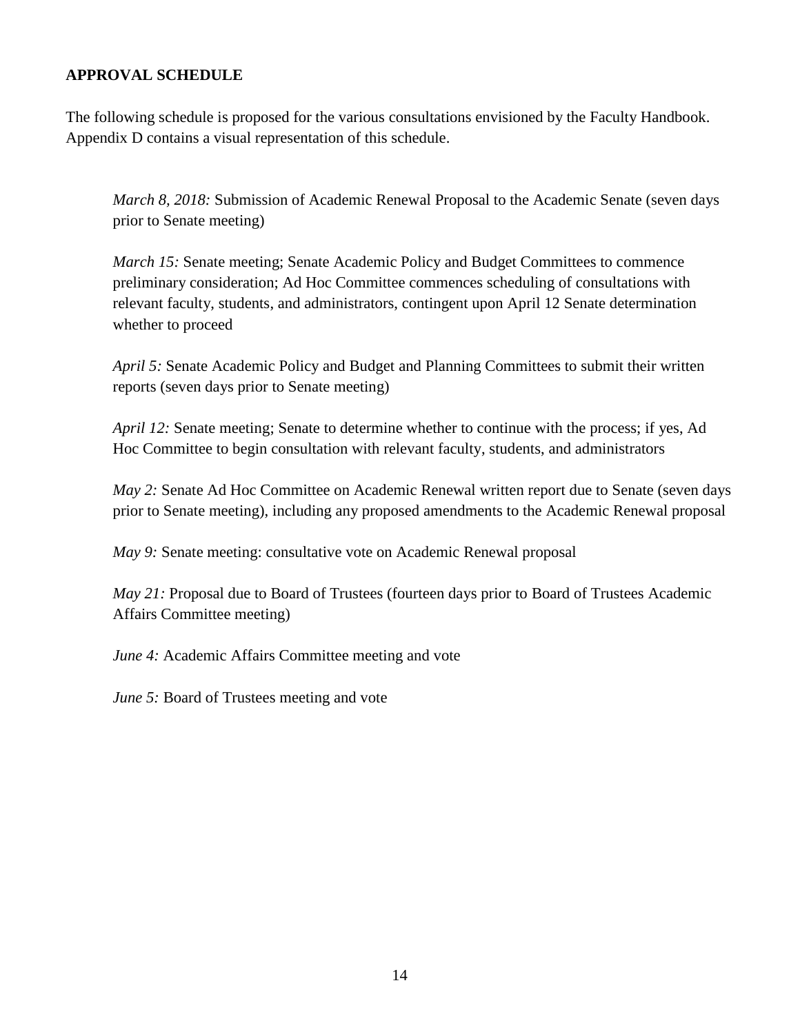**APPROVAL SCHEDULE**

The following schedule is proposed for the various consultations envisioned by the Faculty Handbook. Appendix D contains a visual representation of this schedule.

> *March 8, 2018:* Submission of Academic Renewal Proposal to the Academic Senate (seven days prior to Senate meeting)
>
> *March 15:* Senate meeting; Senate Academic Policy and Budget Committees to commence preliminary consideration; Ad Hoc Committee commences scheduling of consultations with relevant faculty, students, and administrators, contingent upon April 12 Senate determination whether to proceed
>
> *April 5:* Senate Academic Policy and Budget and Planning Committees to submit their written reports (seven days prior to Senate meeting)
>
> *April 12:* Senate meeting; Senate to determine whether to continue with the process; if yes, Ad Hoc Committee to begin consultation with relevant faculty, students, and administrators
>
> *May 2:* Senate Ad Hoc Committee on Academic Renewal written report due to Senate (seven days prior to Senate meeting), including any proposed amendments to the Academic Renewal proposal
>
> *May 9:* Senate meeting: consultative vote on Academic Renewal proposal
>
> *May 21:* Proposal due to Board of Trustees (fourteen days prior to Board of Trustees Academic Affairs Committee meeting)
>
> *June 4:* Academic Affairs Committee meeting and vote
>
> *June 5:* Board of Trustees meeting and vote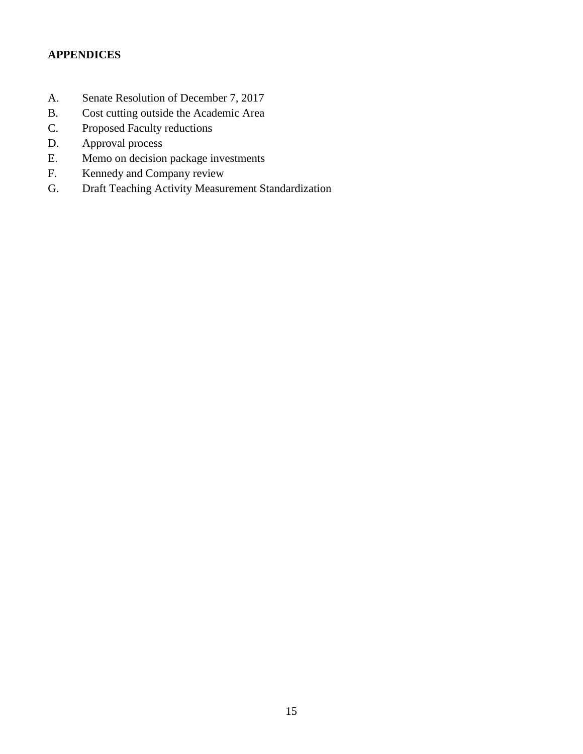**APPENDICES**

A. Senate Resolution of December 7, 2017
B. Cost cutting outside the Academic Area
C. Proposed Faculty reductions
D. Approval process
E. Memo on decision package investments
F. Kennedy and Company review
G. Draft Teaching Activity Measurement Standardization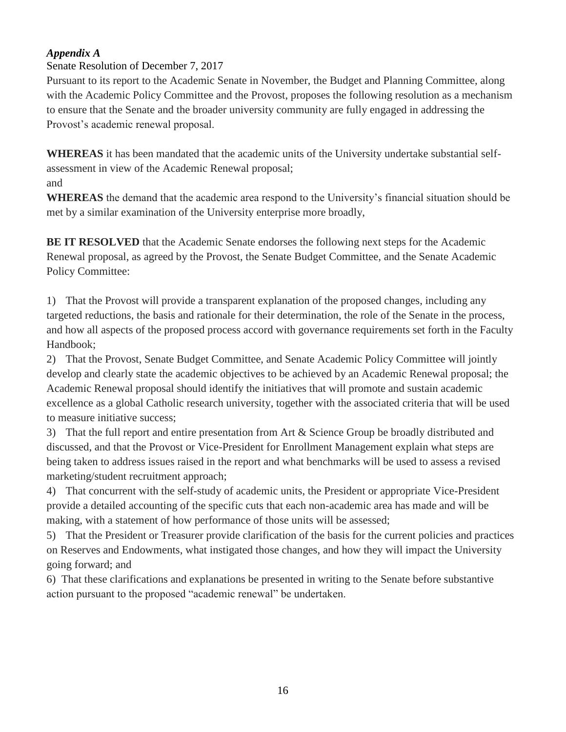## *Appendix A*

Senate Resolution of December 7, 2017

Pursuant to its report to the Academic Senate in November, the Budget and Planning Committee, along with the Academic Policy Committee and the Provost, proposes the following resolution as a mechanism to ensure that the Senate and the broader university community are fully engaged in addressing the Provost's academic renewal proposal.

**WHEREAS** it has been mandated that the academic units of the University undertake substantial self-assessment in view of the Academic Renewal proposal;

and

**WHEREAS** the demand that the academic area respond to the University's financial situation should be met by a similar examination of the University enterprise more broadly,

**BE IT RESOLVED** that the Academic Senate endorses the following next steps for the Academic Renewal proposal, as agreed by the Provost, the Senate Budget Committee, and the Senate Academic Policy Committee:

1) That the Provost will provide a transparent explanation of the proposed changes, including any targeted reductions, the basis and rationale for their determination, the role of the Senate in the process, and how all aspects of the proposed process accord with governance requirements set forth in the Faculty Handbook;
2) That the Provost, Senate Budget Committee, and Senate Academic Policy Committee will jointly develop and clearly state the academic objectives to be achieved by an Academic Renewal proposal; the Academic Renewal proposal should identify the initiatives that will promote and sustain academic excellence as a global Catholic research university, together with the associated criteria that will be used to measure initiative success;
3) That the full report and entire presentation from Art & Science Group be broadly distributed and discussed, and that the Provost or Vice-President for Enrollment Management explain what steps are being taken to address issues raised in the report and what benchmarks will be used to assess a revised marketing/student recruitment approach;
4) That concurrent with the self-study of academic units, the President or appropriate Vice-President provide a detailed accounting of the specific cuts that each non-academic area has made and will be making, with a statement of how performance of those units will be assessed;
5) That the President or Treasurer provide clarification of the basis for the current policies and practices on Reserves and Endowments, what instigated those changes, and how they will impact the University going forward; and
6) That these clarifications and explanations be presented in writing to the Senate before substantive action pursuant to the proposed "academic renewal" be undertaken.